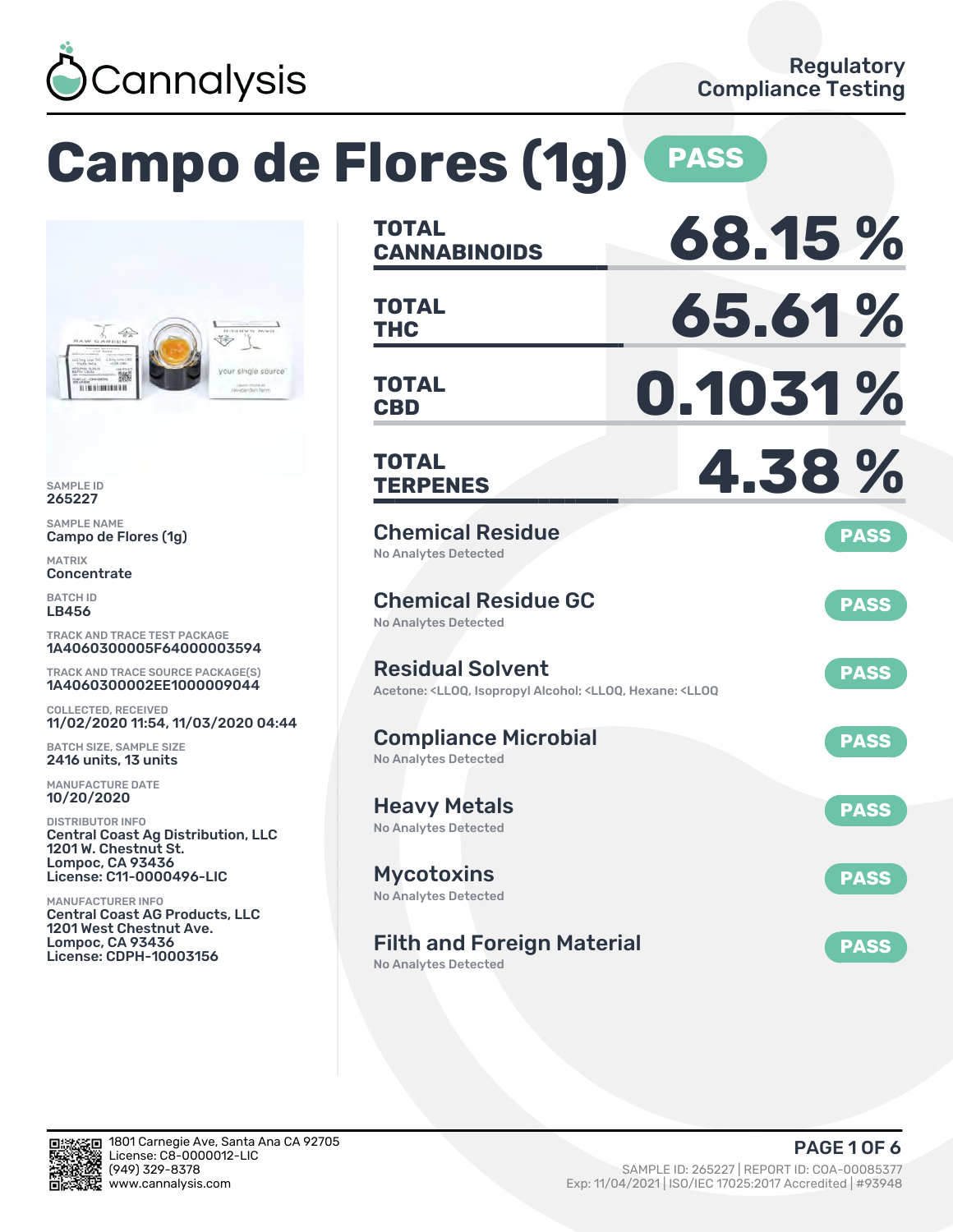Cannalysis

Regulatory Compliance Testing

# Campo de Flores (1g) PASS

SAMPLE ID
265227

SAMPLE NAME
Campo de Flores (1g)

MATRIX
Concentrate

BATCH ID
LB456

TRACK AND TRACE TEST PACKAGE
1A4060300005F64000003594

TRACK AND TRACE SOURCE PACKAGE(S)
1A4060300002EE1000009044

COLLECTED, RECEIVED
11/02/2020 11:54, 11/03/2020 04:44

BATCH SIZE, SAMPLE SIZE
2416 units, 13 units

MANUFACTURE DATE
10/20/2020

DISTRIBUTOR INFO
Central Coast Ag Distribution, LLC
1201 W. Chestnut St.
Lompoc, CA 93436
License: C11-0000496-LIC

MANUFACTURER INFO
Central Coast AG Products, LLC
1201 West Chestnut Ave.
Lompoc, CA 93436
License: CDPH-10003156

**TOTAL CANNABINOIDS** 68.15 %

**TOTAL THC** 65.61 %

**TOTAL CBD** 0.1031 %

**TOTAL TERPENES** 4.38 %

## Chemical Residue — PASS
No Analytes Detected

## Chemical Residue GC — PASS
No Analytes Detected

## Residual Solvent — PASS
Acetone: <LLOQ, Isopropyl Alcohol: <LLOQ, Hexane: <LLOQ

## Compliance Microbial — PASS
No Analytes Detected

## Heavy Metals — PASS
No Analytes Detected

## Mycotoxins — PASS
No Analytes Detected

## Filth and Foreign Material — PASS
No Analytes Detected

1801 Carnegie Ave, Santa Ana CA 92705
License: C8-0000012-LIC
(949) 329-8378
www.cannalysis.com

SAMPLE ID: 265227 | REPORT ID: COA-00085377
Exp: 11/04/2021 | ISO/IEC 17025:2017 Accredited | #93948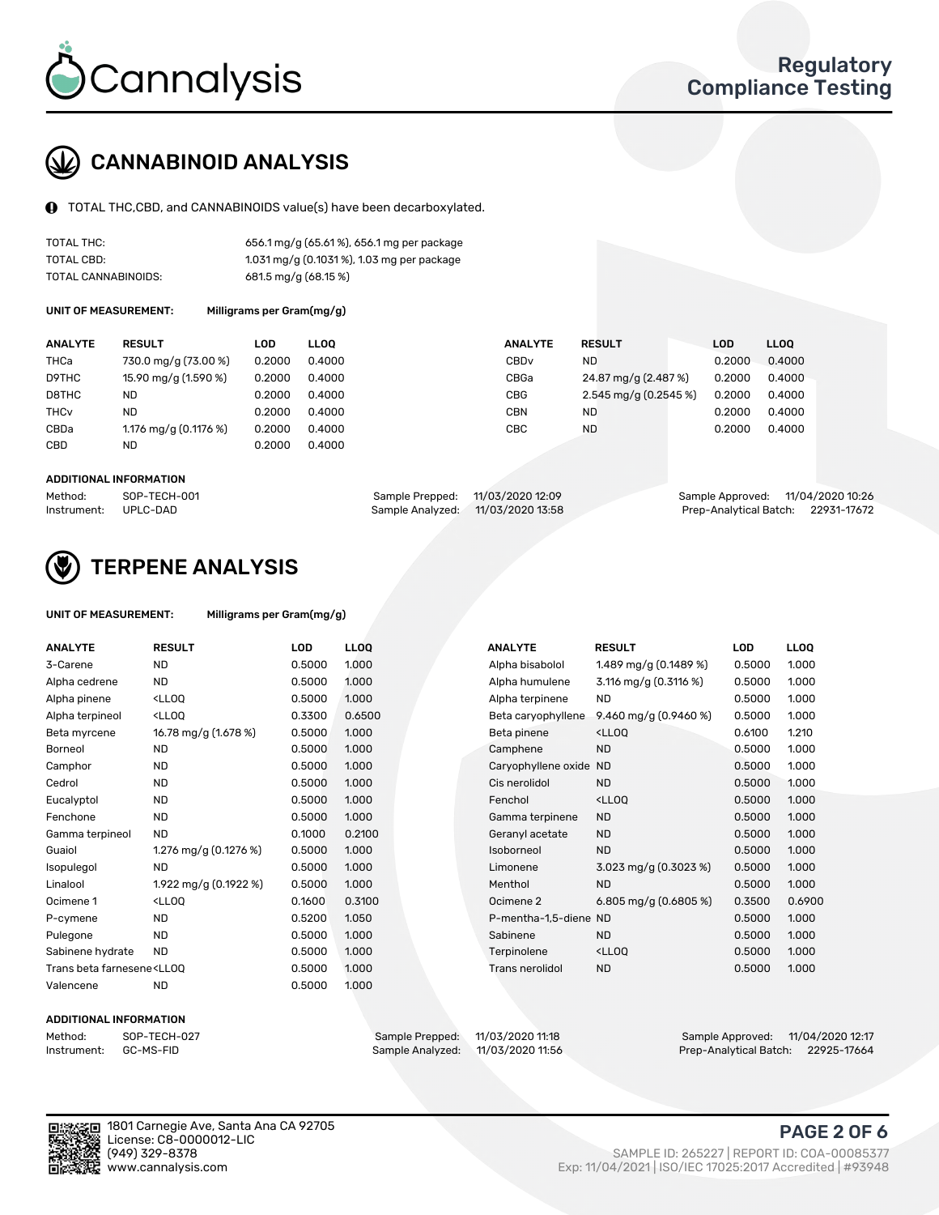# CANNABINOID ANALYSIS

TOTAL THC,CBD, and CANNABINOIDS value(s) have been decarboxylated.

| | |
|---|---|
| TOTAL THC: | 656.1 mg/g (65.61 %), 656.1 mg per package |
| TOTAL CBD: | 1.031 mg/g (0.1031 %), 1.03 mg per package |
| TOTAL CANNABINOIDS: | 681.5 mg/g (68.15 %) |

**UNIT OF MEASUREMENT:** Milligrams per Gram(mg/g)

| ANALYTE | RESULT | LOD | LLOQ | ANALYTE | RESULT | LOD | LLOQ |
|---|---|---|---|---|---|---|---|
| THCa | 730.0 mg/g (73.00 %) | 0.2000 | 0.4000 | CBDv | ND | 0.2000 | 0.4000 |
| D9THC | 15.90 mg/g (1.590 %) | 0.2000 | 0.4000 | CBGa | 24.87 mg/g (2.487 %) | 0.2000 | 0.4000 |
| D8THC | ND | 0.2000 | 0.4000 | CBG | 2.545 mg/g (0.2545 %) | 0.2000 | 0.4000 |
| THCv | ND | 0.2000 | 0.4000 | CBN | ND | 0.2000 | 0.4000 |
| CBDa | 1.176 mg/g (0.1176 %) | 0.2000 | 0.4000 | CBC | ND | 0.2000 | 0.4000 |
| CBD | ND | 0.2000 | 0.4000 | | | | |

**ADDITIONAL INFORMATION**

| | | | | | |
|---|---|---|---|---|---|
| Method: | SOP-TECH-001 | Sample Prepped: | 11/03/2020 12:09 | Sample Approved: | 11/04/2020 10:26 |
| Instrument: | UPLC-DAD | Sample Analyzed: | 11/03/2020 13:58 | Prep-Analytical Batch: | 22931-17672 |

# TERPENE ANALYSIS

**UNIT OF MEASUREMENT:** Milligrams per Gram(mg/g)

| ANALYTE | RESULT | LOD | LLOQ | ANALYTE | RESULT | LOD | LLOQ |
|---|---|---|---|---|---|---|---|
| 3-Carene | ND | 0.5000 | 1.000 | Alpha bisabolol | 1.489 mg/g (0.1489 %) | 0.5000 | 1.000 |
| Alpha cedrene | ND | 0.5000 | 1.000 | Alpha humulene | 3.116 mg/g (0.3116 %) | 0.5000 | 1.000 |
| Alpha pinene | <LLOQ | 0.5000 | 1.000 | Alpha terpinene | ND | 0.5000 | 1.000 |
| Alpha terpineol | <LLOQ | 0.3300 | 0.6500 | Beta caryophyllene | 9.460 mg/g (0.9460 %) | 0.5000 | 1.000 |
| Beta myrcene | 16.78 mg/g (1.678 %) | 0.5000 | 1.000 | Beta pinene | <LLOQ | 0.6100 | 1.210 |
| Borneol | ND | 0.5000 | 1.000 | Camphene | ND | 0.5000 | 1.000 |
| Camphor | ND | 0.5000 | 1.000 | Caryophyllene oxide | ND | 0.5000 | 1.000 |
| Cedrol | ND | 0.5000 | 1.000 | Cis nerolidol | ND | 0.5000 | 1.000 |
| Eucalyptol | ND | 0.5000 | 1.000 | Fenchol | <LLOQ | 0.5000 | 1.000 |
| Fenchone | ND | 0.5000 | 1.000 | Gamma terpinene | ND | 0.5000 | 1.000 |
| Gamma terpineol | ND | 0.1000 | 0.2100 | Geranyl acetate | ND | 0.5000 | 1.000 |
| Guaiol | 1.276 mg/g (0.1276 %) | 0.5000 | 1.000 | Isoborneol | ND | 0.5000 | 1.000 |
| Isopulegol | ND | 0.5000 | 1.000 | Limonene | 3.023 mg/g (0.3023 %) | 0.5000 | 1.000 |
| Linalool | 1.922 mg/g (0.1922 %) | 0.5000 | 1.000 | Menthol | ND | 0.5000 | 1.000 |
| Ocimene 1 | <LLOQ | 0.1600 | 0.3100 | Ocimene 2 | 6.805 mg/g (0.6805 %) | 0.3500 | 0.6900 |
| P-cymene | ND | 0.5200 | 1.050 | P-mentha-1,5-diene | ND | 0.5000 | 1.000 |
| Pulegone | ND | 0.5000 | 1.000 | Sabinene | ND | 0.5000 | 1.000 |
| Sabinene hydrate | ND | 0.5000 | 1.000 | Terpinolene | <LLOQ | 0.5000 | 1.000 |
| Trans beta farnesene | <LLOQ | 0.5000 | 1.000 | Trans nerolidol | ND | 0.5000 | 1.000 |
| Valencene | ND | 0.5000 | 1.000 | | | | |

**ADDITIONAL INFORMATION**

| | | | | | |
|---|---|---|---|---|---|
| Method: | SOP-TECH-027 | Sample Prepped: | 11/03/2020 11:18 | Sample Approved: | 11/04/2020 12:17 |
| Instrument: | GC-MS-FID | Sample Analyzed: | 11/03/2020 11:56 | Prep-Analytical Batch: | 22925-17664 |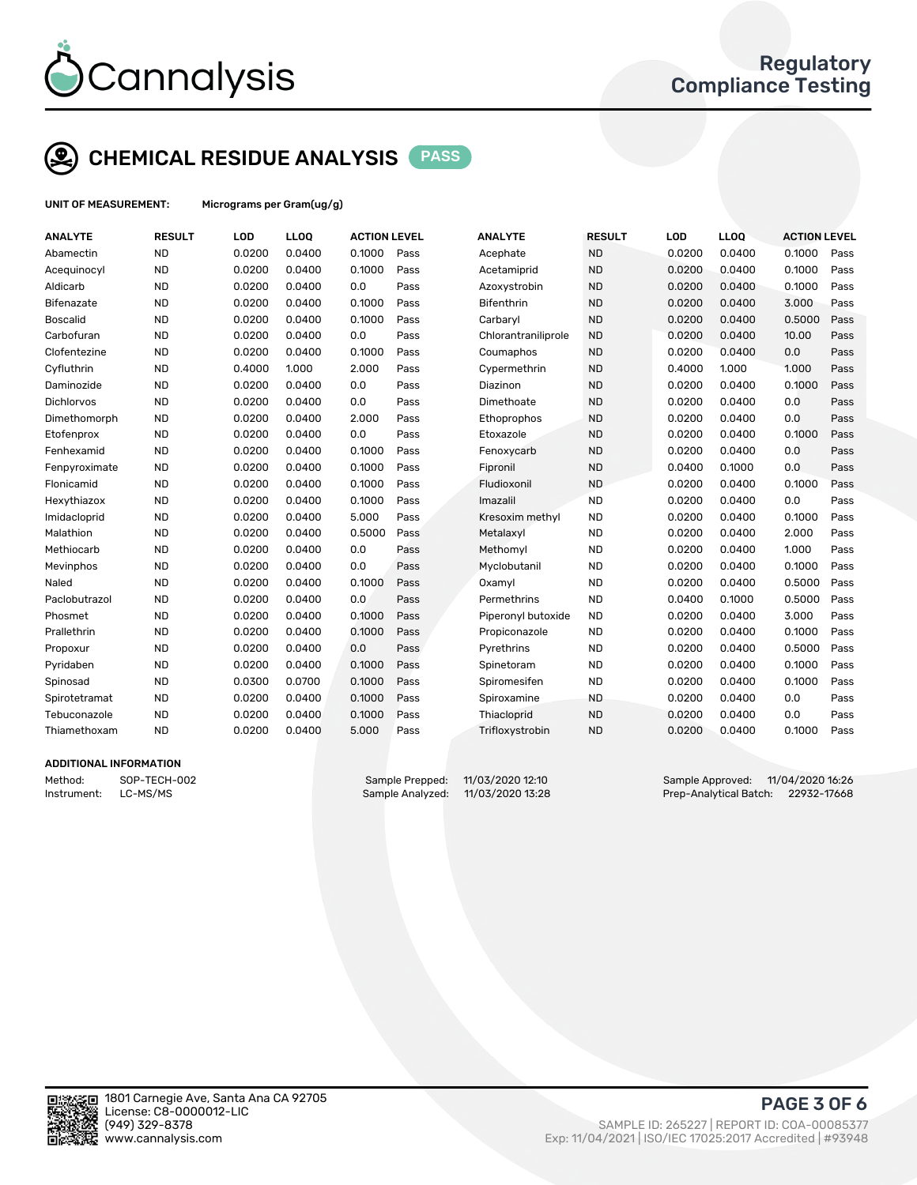Cannalysis

Regulatory Compliance Testing

## CHEMICAL RESIDUE ANALYSIS PASS

**UNIT OF MEASUREMENT:** Micrograms per Gram(ug/g)

| ANALYTE | RESULT | LOD | LLOQ | ACTION LEVEL | | ANALYTE | RESULT | LOD | LLOQ | ACTION LEVEL | |
|---|---|---|---|---|---|---|---|---|---|---|---|
| Abamectin | ND | 0.0200 | 0.0400 | 0.1000 | Pass | Acephate | ND | 0.0200 | 0.0400 | 0.1000 | Pass |
| Acequinocyl | ND | 0.0200 | 0.0400 | 0.1000 | Pass | Acetamiprid | ND | 0.0200 | 0.0400 | 0.1000 | Pass |
| Aldicarb | ND | 0.0200 | 0.0400 | 0.0 | Pass | Azoxystrobin | ND | 0.0200 | 0.0400 | 0.1000 | Pass |
| Bifenazate | ND | 0.0200 | 0.0400 | 0.1000 | Pass | Bifenthrin | ND | 0.0200 | 0.0400 | 3.000 | Pass |
| Boscalid | ND | 0.0200 | 0.0400 | 0.1000 | Pass | Carbaryl | ND | 0.0200 | 0.0400 | 0.5000 | Pass |
| Carbofuran | ND | 0.0200 | 0.0400 | 0.0 | Pass | Chlorantraniliprole | ND | 0.0200 | 0.0400 | 10.00 | Pass |
| Clofentezine | ND | 0.0200 | 0.0400 | 0.1000 | Pass | Coumaphos | ND | 0.0200 | 0.0400 | 0.0 | Pass |
| Cyfluthrin | ND | 0.4000 | 1.000 | 2.000 | Pass | Cypermethrin | ND | 0.4000 | 1.000 | 1.000 | Pass |
| Daminozide | ND | 0.0200 | 0.0400 | 0.0 | Pass | Diazinon | ND | 0.0200 | 0.0400 | 0.1000 | Pass |
| Dichlorvos | ND | 0.0200 | 0.0400 | 0.0 | Pass | Dimethoate | ND | 0.0200 | 0.0400 | 0.0 | Pass |
| Dimethomorph | ND | 0.0200 | 0.0400 | 2.000 | Pass | Ethoprophos | ND | 0.0200 | 0.0400 | 0.0 | Pass |
| Etofenprox | ND | 0.0200 | 0.0400 | 0.0 | Pass | Etoxazole | ND | 0.0200 | 0.0400 | 0.1000 | Pass |
| Fenhexamid | ND | 0.0200 | 0.0400 | 0.1000 | Pass | Fenoxycarb | ND | 0.0200 | 0.0400 | 0.0 | Pass |
| Fenpyroximate | ND | 0.0200 | 0.0400 | 0.1000 | Pass | Fipronil | ND | 0.0400 | 0.1000 | 0.0 | Pass |
| Flonicamid | ND | 0.0200 | 0.0400 | 0.1000 | Pass | Fludioxonil | ND | 0.0200 | 0.0400 | 0.1000 | Pass |
| Hexythiazox | ND | 0.0200 | 0.0400 | 0.1000 | Pass | Imazalil | ND | 0.0200 | 0.0400 | 0.0 | Pass |
| Imidacloprid | ND | 0.0200 | 0.0400 | 5.000 | Pass | Kresoxim methyl | ND | 0.0200 | 0.0400 | 0.1000 | Pass |
| Malathion | ND | 0.0200 | 0.0400 | 0.5000 | Pass | Metalaxyl | ND | 0.0200 | 0.0400 | 2.000 | Pass |
| Methiocarb | ND | 0.0200 | 0.0400 | 0.0 | Pass | Methomyl | ND | 0.0200 | 0.0400 | 1.000 | Pass |
| Mevinphos | ND | 0.0200 | 0.0400 | 0.0 | Pass | Myclobutanil | ND | 0.0200 | 0.0400 | 0.1000 | Pass |
| Naled | ND | 0.0200 | 0.0400 | 0.1000 | Pass | Oxamyl | ND | 0.0200 | 0.0400 | 0.5000 | Pass |
| Paclobutrazol | ND | 0.0200 | 0.0400 | 0.0 | Pass | Permethrins | ND | 0.0400 | 0.1000 | 0.5000 | Pass |
| Phosmet | ND | 0.0200 | 0.0400 | 0.1000 | Pass | Piperonyl butoxide | ND | 0.0200 | 0.0400 | 3.000 | Pass |
| Prallethrin | ND | 0.0200 | 0.0400 | 0.1000 | Pass | Propiconazole | ND | 0.0200 | 0.0400 | 0.1000 | Pass |
| Propoxur | ND | 0.0200 | 0.0400 | 0.0 | Pass | Pyrethrins | ND | 0.0200 | 0.0400 | 0.5000 | Pass |
| Pyridaben | ND | 0.0200 | 0.0400 | 0.1000 | Pass | Spinetoram | ND | 0.0200 | 0.0400 | 0.1000 | Pass |
| Spinosad | ND | 0.0300 | 0.0700 | 0.1000 | Pass | Spiromesifen | ND | 0.0200 | 0.0400 | 0.1000 | Pass |
| Spirotetramat | ND | 0.0200 | 0.0400 | 0.1000 | Pass | Spiroxamine | ND | 0.0200 | 0.0400 | 0.0 | Pass |
| Tebuconazole | ND | 0.0200 | 0.0400 | 0.1000 | Pass | Thiacloprid | ND | 0.0200 | 0.0400 | 0.0 | Pass |
| Thiamethoxam | ND | 0.0200 | 0.0400 | 5.000 | Pass | Trifloxystrobin | ND | 0.0200 | 0.0400 | 0.1000 | Pass |

### ADDITIONAL INFORMATION

Method: SOP-TECH-002
Instrument: LC-MS/MS

Sample Prepped: 11/03/2020 12:10
Sample Analyzed: 11/03/2020 13:28

Sample Approved: 11/04/2020 16:26
Prep-Analytical Batch: 22932-17668

1801 Carnegie Ave, Santa Ana CA 92705
License: C8-0000012-LIC
(949) 329-8378
www.cannalysis.com

SAMPLE ID: 265227 | REPORT ID: COA-00085377
Exp: 11/04/2021 | ISO/IEC 17025:2017 Accredited | #93948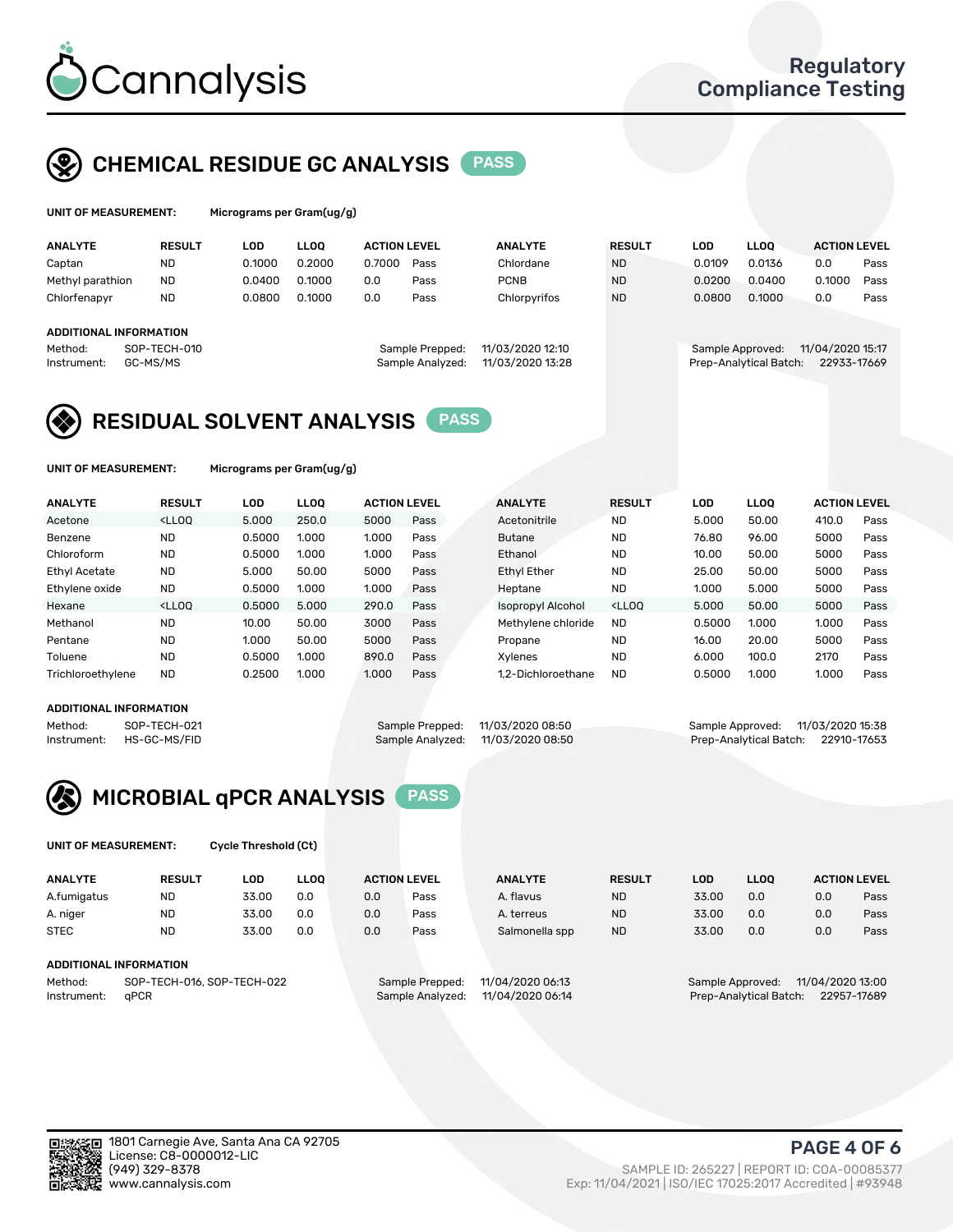# Cannalysis

Regulatory Compliance Testing

## CHEMICAL RESIDUE GC ANALYSIS PASS

**UNIT OF MEASUREMENT:** Micrograms per Gram(ug/g)

| ANALYTE | RESULT | LOD | LLOQ | ACTION LEVEL | | ANALYTE | RESULT | LOD | LLOQ | ACTION LEVEL | |
|---|---|---|---|---|---|---|---|---|---|---|---|
| Captan | ND | 0.1000 | 0.2000 | 0.7000 | Pass | Chlordane | ND | 0.0109 | 0.0136 | 0.0 | Pass |
| Methyl parathion | ND | 0.0400 | 0.1000 | 0.0 | Pass | PCNB | ND | 0.0200 | 0.0400 | 0.1000 | Pass |
| Chlorfenapyr | ND | 0.0800 | 0.1000 | 0.0 | Pass | Chlorpyrifos | ND | 0.0800 | 0.1000 | 0.0 | Pass |

**ADDITIONAL INFORMATION**

Method: SOP-TECH-010
Instrument: GC-MS/MS
Sample Prepped: 11/03/2020 12:10
Sample Analyzed: 11/03/2020 13:28
Sample Approved: 11/04/2020 15:17
Prep-Analytical Batch: 22933-17669

## RESIDUAL SOLVENT ANALYSIS PASS

**UNIT OF MEASUREMENT:** Micrograms per Gram(ug/g)

| ANALYTE | RESULT | LOD | LLOQ | ACTION LEVEL | | ANALYTE | RESULT | LOD | LLOQ | ACTION LEVEL | |
|---|---|---|---|---|---|---|---|---|---|---|---|
| Acetone | <LLOQ | 5.000 | 250.0 | 5000 | Pass | Acetonitrile | ND | 5.000 | 50.00 | 410.0 | Pass |
| Benzene | ND | 0.5000 | 1.000 | 1.000 | Pass | Butane | ND | 76.80 | 96.00 | 5000 | Pass |
| Chloroform | ND | 0.5000 | 1.000 | 1.000 | Pass | Ethanol | ND | 10.00 | 50.00 | 5000 | Pass |
| Ethyl Acetate | ND | 5.000 | 50.00 | 5000 | Pass | Ethyl Ether | ND | 25.00 | 50.00 | 5000 | Pass |
| Ethylene oxide | ND | 0.5000 | 1.000 | 1.000 | Pass | Heptane | ND | 1.000 | 5.000 | 5000 | Pass |
| Hexane | <LLOQ | 0.5000 | 5.000 | 290.0 | Pass | Isopropyl Alcohol | <LLOQ | 5.000 | 50.00 | 5000 | Pass |
| Methanol | ND | 10.00 | 50.00 | 3000 | Pass | Methylene chloride | ND | 0.5000 | 1.000 | 1.000 | Pass |
| Pentane | ND | 1.000 | 50.00 | 5000 | Pass | Propane | ND | 16.00 | 20.00 | 5000 | Pass |
| Toluene | ND | 0.5000 | 1.000 | 890.0 | Pass | Xylenes | ND | 6.000 | 100.0 | 2170 | Pass |
| Trichloroethylene | ND | 0.2500 | 1.000 | 1.000 | Pass | 1,2-Dichloroethane | ND | 0.5000 | 1.000 | 1.000 | Pass |

**ADDITIONAL INFORMATION**

Method: SOP-TECH-021
Instrument: HS-GC-MS/FID
Sample Prepped: 11/03/2020 08:50
Sample Analyzed: 11/03/2020 08:50
Sample Approved: 11/03/2020 15:38
Prep-Analytical Batch: 22910-17653

## MICROBIAL qPCR ANALYSIS PASS

**UNIT OF MEASUREMENT:** Cycle Threshold (Ct)

| ANALYTE | RESULT | LOD | LLOQ | ACTION LEVEL | | ANALYTE | RESULT | LOD | LLOQ | ACTION LEVEL | |
|---|---|---|---|---|---|---|---|---|---|---|---|
| A.fumigatus | ND | 33.00 | 0.0 | 0.0 | Pass | A. flavus | ND | 33.00 | 0.0 | 0.0 | Pass |
| A. niger | ND | 33.00 | 0.0 | 0.0 | Pass | A. terreus | ND | 33.00 | 0.0 | 0.0 | Pass |
| STEC | ND | 33.00 | 0.0 | 0.0 | Pass | Salmonella spp | ND | 33.00 | 0.0 | 0.0 | Pass |

**ADDITIONAL INFORMATION**

Method: SOP-TECH-016, SOP-TECH-022
Instrument: qPCR
Sample Prepped: 11/04/2020 06:13
Sample Analyzed: 11/04/2020 06:14
Sample Approved: 11/04/2020 13:00
Prep-Analytical Batch: 22957-17689

1801 Carnegie Ave, Santa Ana CA 92705
License: C8-0000012-LIC
(949) 329-8378
www.cannalysis.com

SAMPLE ID: 265227 | REPORT ID: COA-00085377
Exp: 11/04/2021 | ISO/IEC 17025:2017 Accredited | #93948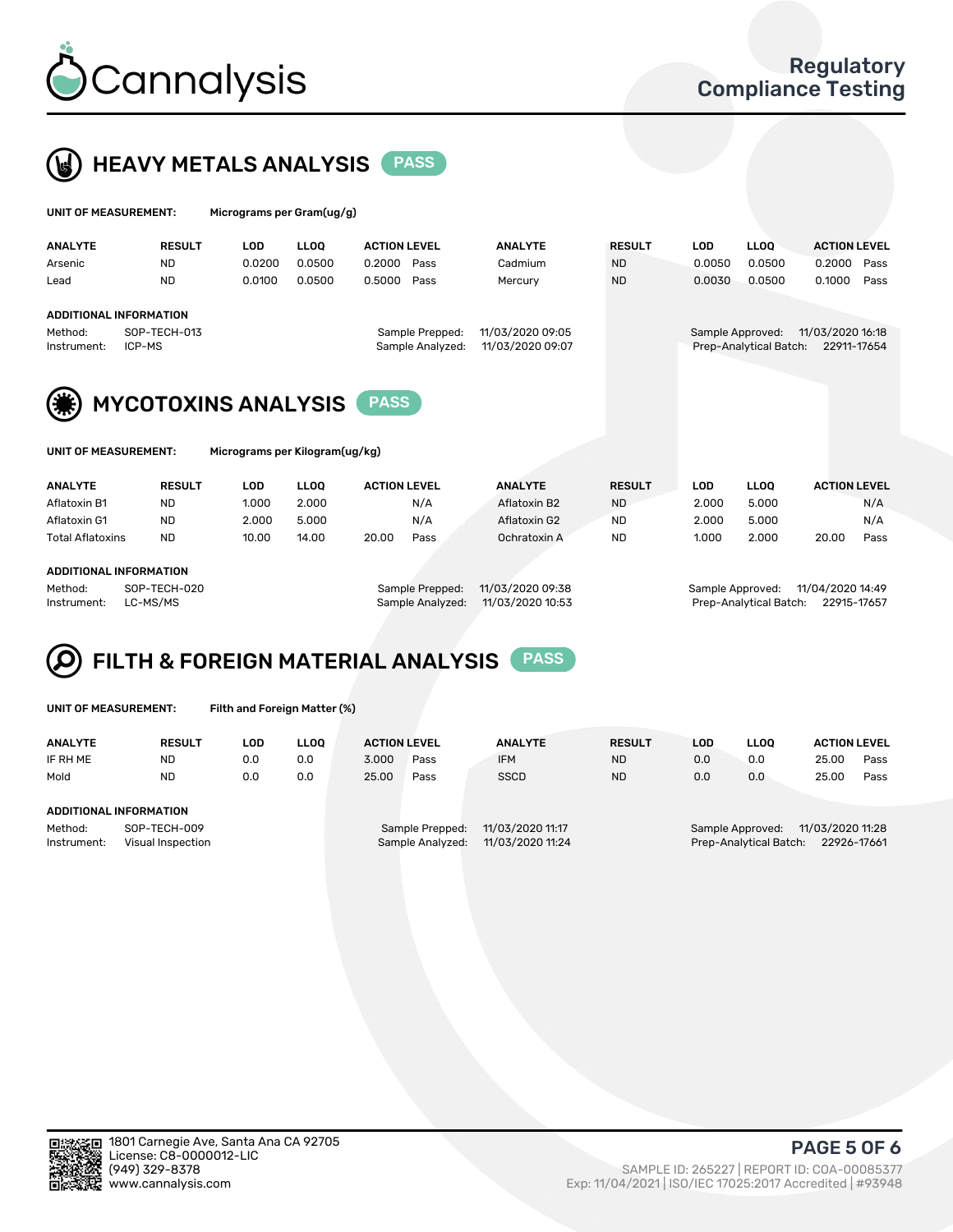# Cannalysis

Regulatory Compliance Testing

## HEAVY METALS ANALYSIS PASS

**UNIT OF MEASUREMENT:** Micrograms per Gram(ug/g)

| ANALYTE | RESULT | LOD | LLOQ | ACTION LEVEL | | ANALYTE | RESULT | LOD | LLOQ | ACTION LEVEL | |
|---|---|---|---|---|---|---|---|---|---|---|---|
| Arsenic | ND | 0.0200 | 0.0500 | 0.2000 | Pass | Cadmium | ND | 0.0050 | 0.0500 | 0.2000 | Pass |
| Lead | ND | 0.0100 | 0.0500 | 0.5000 | Pass | Mercury | ND | 0.0030 | 0.0500 | 0.1000 | Pass |

**ADDITIONAL INFORMATION**

| | | | | | |
|---|---|---|---|---|---|
| Method: | SOP-TECH-013 | Sample Prepped: | 11/03/2020 09:05 | Sample Approved: | 11/03/2020 16:18 |
| Instrument: | ICP-MS | Sample Analyzed: | 11/03/2020 09:07 | Prep-Analytical Batch: | 22911-17654 |

## MYCOTOXINS ANALYSIS PASS

**UNIT OF MEASUREMENT:** Micrograms per Kilogram(ug/kg)

| ANALYTE | RESULT | LOD | LLOQ | ACTION LEVEL | | ANALYTE | RESULT | LOD | LLOQ | ACTION LEVEL | |
|---|---|---|---|---|---|---|---|---|---|---|---|
| Aflatoxin B1 | ND | 1.000 | 2.000 | | N/A | Aflatoxin B2 | ND | 2.000 | 5.000 | | N/A |
| Aflatoxin G1 | ND | 2.000 | 5.000 | | N/A | Aflatoxin G2 | ND | 2.000 | 5.000 | | N/A |
| Total Aflatoxins | ND | 10.00 | 14.00 | 20.00 | Pass | Ochratoxin A | ND | 1.000 | 2.000 | 20.00 | Pass |

**ADDITIONAL INFORMATION**

| | | | | | |
|---|---|---|---|---|---|
| Method: | SOP-TECH-020 | Sample Prepped: | 11/03/2020 09:38 | Sample Approved: | 11/04/2020 14:49 |
| Instrument: | LC-MS/MS | Sample Analyzed: | 11/03/2020 10:53 | Prep-Analytical Batch: | 22915-17657 |

## FILTH & FOREIGN MATERIAL ANALYSIS PASS

**UNIT OF MEASUREMENT:** Filth and Foreign Matter (%)

| ANALYTE | RESULT | LOD | LLOQ | ACTION LEVEL | | ANALYTE | RESULT | LOD | LLOQ | ACTION LEVEL | |
|---|---|---|---|---|---|---|---|---|---|---|---|
| IF RH ME | ND | 0.0 | 0.0 | 3.000 | Pass | IFM | ND | 0.0 | 0.0 | 25.00 | Pass |
| Mold | ND | 0.0 | 0.0 | 25.00 | Pass | SSCD | ND | 0.0 | 0.0 | 25.00 | Pass |

**ADDITIONAL INFORMATION**

| | | | | | |
|---|---|---|---|---|---|
| Method: | SOP-TECH-009 | Sample Prepped: | 11/03/2020 11:17 | Sample Approved: | 11/03/2020 11:28 |
| Instrument: | Visual Inspection | Sample Analyzed: | 11/03/2020 11:24 | Prep-Analytical Batch: | 22926-17661 |

1801 Carnegie Ave, Santa Ana CA 92705
License: C8-0000012-LIC
(949) 329-8378
www.cannalysis.com

SAMPLE ID: 265227 | REPORT ID: COA-00085377
Exp: 11/04/2021 | ISO/IEC 17025:2017 Accredited | #93948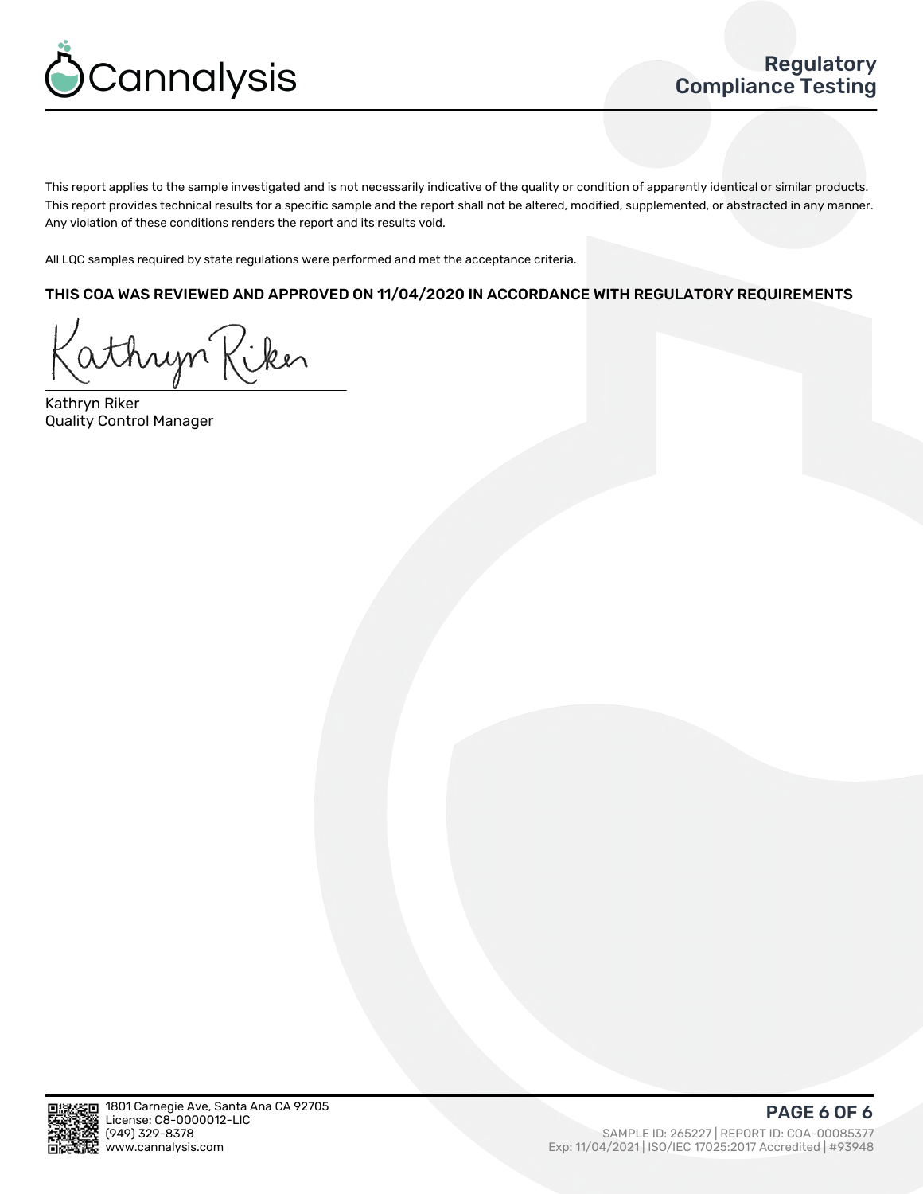This report applies to the sample investigated and is not necessarily indicative of the quality or condition of apparently identical or similar products. This report provides technical results for a specific sample and the report shall not be altered, modified, supplemented, or abstracted in any manner. Any violation of these conditions renders the report and its results void.

All LQC samples required by state regulations were performed and met the acceptance criteria.

**THIS COA WAS REVIEWED AND APPROVED ON 11/04/2020 IN ACCORDANCE WITH REGULATORY REQUIREMENTS**

Kathryn Riker
Quality Control Manager